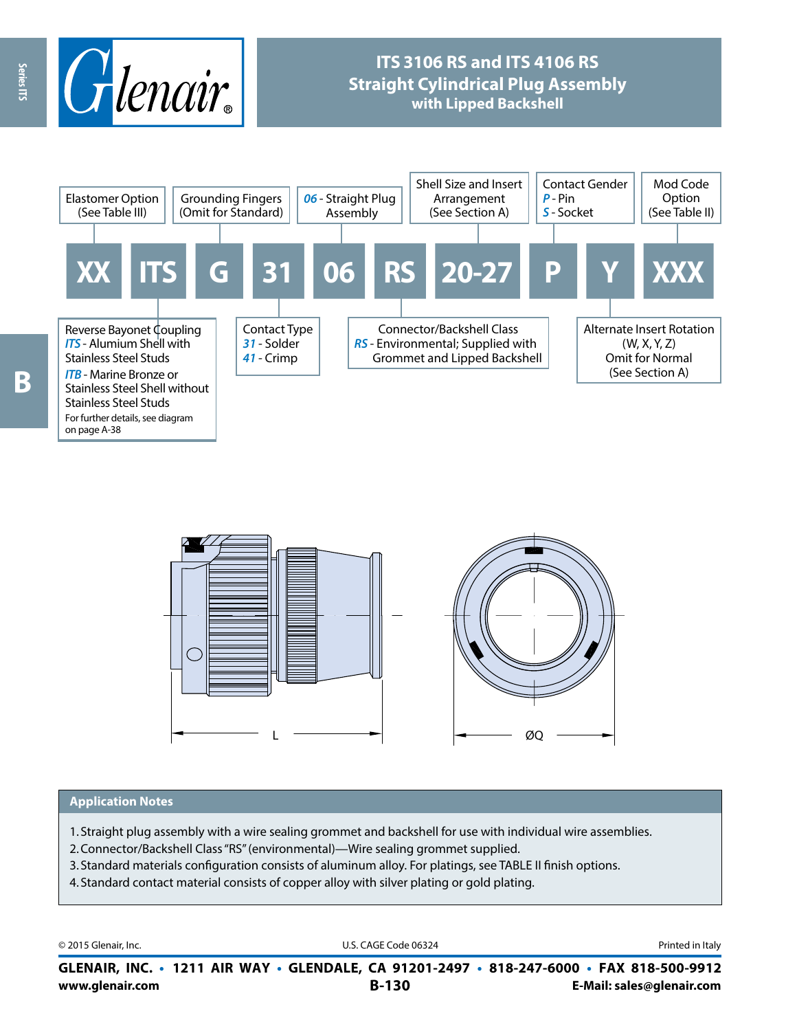# ITS 3106 RS and ITS 4106 RS Straight Cylindrical Plug Assembly with Lipped Backshell

| XX | ITS | G | 31 | 06 | RS | 20-27 | P | Y | XXX |
|---|---|---|---|---|---|---|---|---|---|

**XX** – Elastomer Option (See Table III)

**ITS** – Reverse Bayonet Coupling
- *ITS* - Alumium Shell with Stainless Steel Studs
- *ITB* - Marine Bronze or Stainless Steel Shell without Stainless Steel Studs

For further details, see diagram on page A-38

**G** – Grounding Fingers (Omit for Standard)

**31** – Contact Type
- *31* - Solder
- *41* - Crimp

**06** – *06* - Straight Plug Assembly

**RS** – Connector/Backshell Class
- *RS* - Environmental; Supplied with Grommet and Lipped Backshell

**20-27** – Shell Size and Insert Arrangement (See Section A)

**P** – Contact Gender
- *P* - Pin
- *S* - Socket

**Y** – Alternate Insert Rotation (W, X, Y, Z) Omit for Normal (See Section A)

**XXX** – Mod Code Option (See Table II)

L

ØQ

## Application Notes

1. Straight plug assembly with a wire sealing grommet and backshell for use with individual wire assemblies.
2. Connector/Backshell Class "RS" (environmental)—Wire sealing grommet supplied.
3. Standard materials configuration consists of aluminum alloy. For platings, see TABLE II finish options.
4. Standard contact material consists of copper alloy with silver plating or gold plating.

© 2015 Glenair, Inc. U.S. CAGE Code 06324 Printed in Italy

**GLENAIR, INC. • 1211 AIR WAY • GLENDALE, CA 91201-2497 • 818-247-6000 • FAX 818-500-9912**
**www.glenair.com** **E-Mail: sales@glenair.com**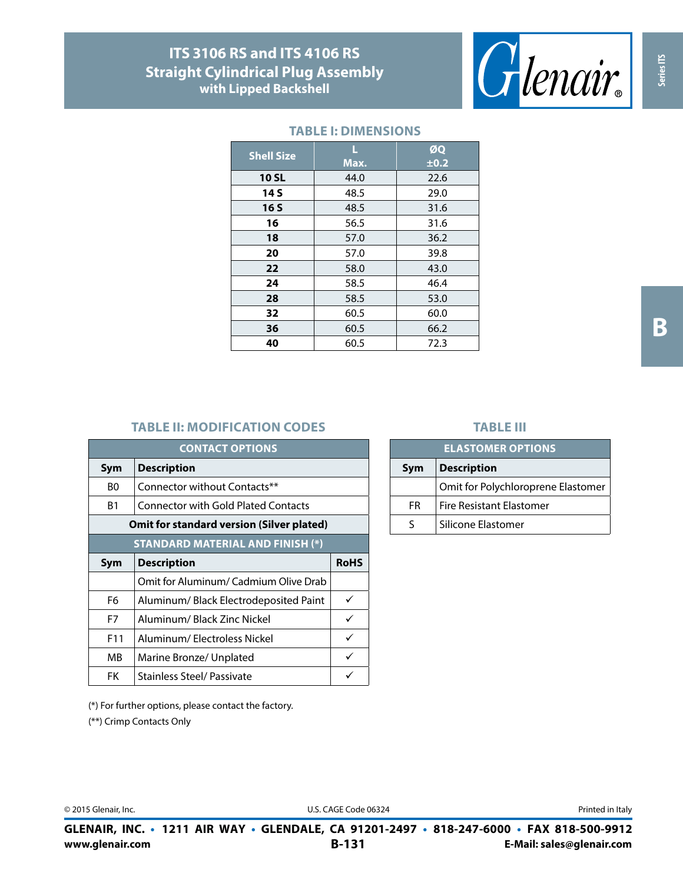# ITS 3106 RS and ITS 4106 RS Straight Cylindrical Plug Assembly with Lipped Backshell

## TABLE I: DIMENSIONS

| Shell Size | L Max. | ØQ ±0.2 |
|---|---|---|
| **10 SL** | 44.0 | 22.6 |
| **14 S** | 48.5 | 29.0 |
| **16 S** | 48.5 | 31.6 |
| **16** | 56.5 | 31.6 |
| **18** | 57.0 | 36.2 |
| **20** | 57.0 | 39.8 |
| **22** | 58.0 | 43.0 |
| **24** | 58.5 | 46.4 |
| **28** | 58.5 | 53.0 |
| **32** | 60.5 | 60.0 |
| **36** | 60.5 | 66.2 |
| **40** | 60.5 | 72.3 |

## TABLE II: MODIFICATION CODES

| CONTACT OPTIONS | | |
|---|---|---|
| **Sym** | **Description** | |
| B0 | Connector without Contacts** | |
| B1 | Connector with Gold Plated Contacts | |
| **Omit for standard version (Silver plated)** | | |
| **STANDARD MATERIAL AND FINISH (*)** | | |
| **Sym** | **Description** | **RoHS** |
| | Omit for Aluminum/ Cadmium Olive Drab | |
| F6 | Aluminum/ Black Electrodeposited Paint | ✓ |
| F7 | Aluminum/ Black Zinc Nickel | ✓ |
| F11 | Aluminum/ Electroless Nickel | ✓ |
| MB | Marine Bronze/ Unplated | ✓ |
| FK | Stainless Steel/ Passivate | ✓ |

(*) For further options, please contact the factory.

(**) Crimp Contacts Only

## TABLE III

| ELASTOMER OPTIONS | |
|---|---|
| **Sym** | **Description** |
| | Omit for Polychloroprene Elastomer |
| FR | Fire Resistant Elastomer |
| S | Silicone Elastomer |